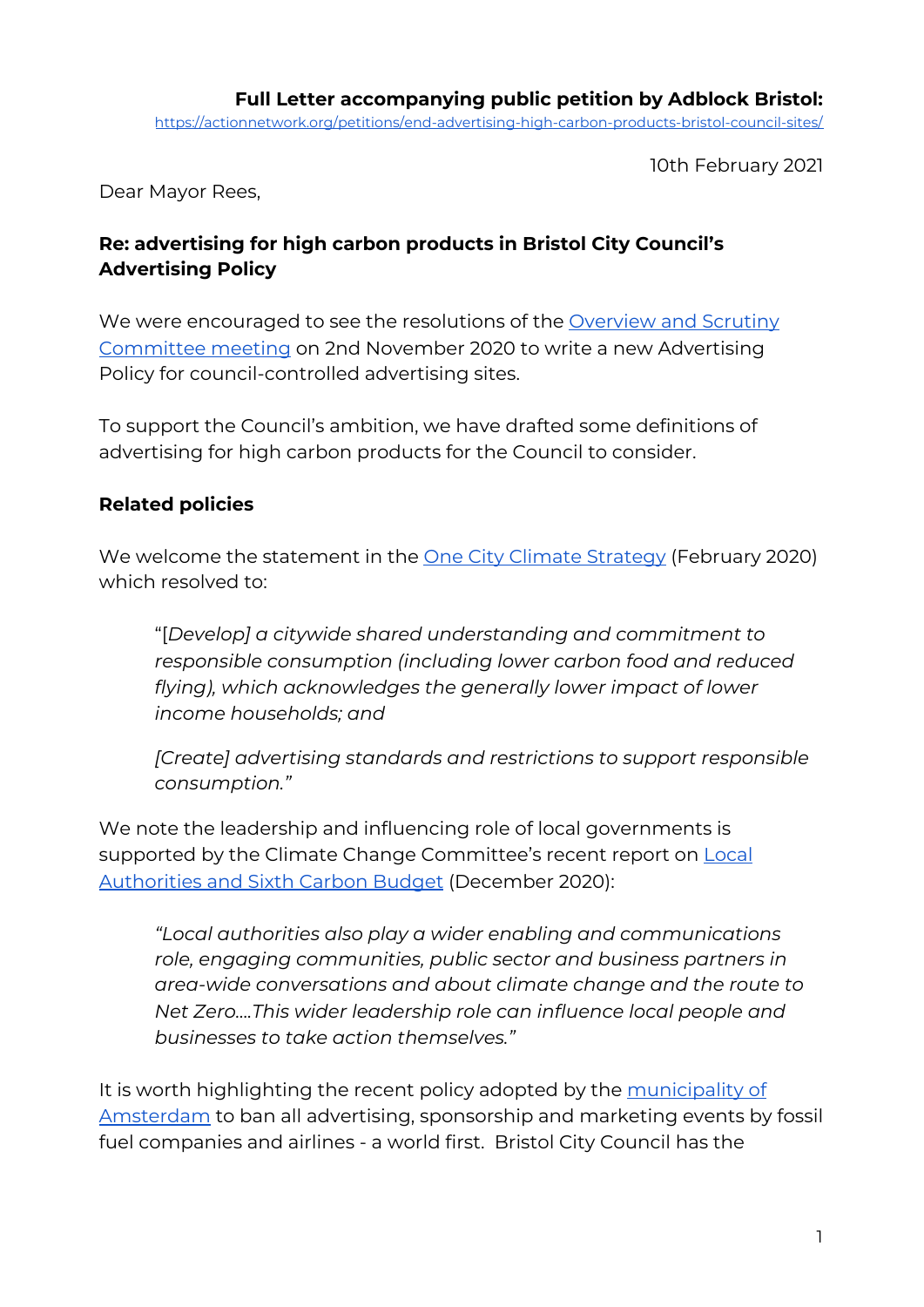**Full Letter accompanying public petition by Adblock Bristol:**
[https://actionnetwork.org/petitions/end-advertising-high-carbon-products-bristol-council-sites/](https://actionnetwork.org/petitions/end-advertising-high-carbon-products-bristol-council-sites/)

10th February 2021

Dear Mayor Rees,

**Re: advertising for high carbon products in Bristol City Council's Advertising Policy**

We were encouraged to see the resolutions of the Overview and Scrutiny Committee meeting on 2nd November 2020 to write a new Advertising Policy for council-controlled advertising sites.

To support the Council's ambition, we have drafted some definitions of advertising for high carbon products for the Council to consider.

**Related policies**

We welcome the statement in the One City Climate Strategy (February 2020) which resolved to:

> "[*Develop] a citywide shared understanding and commitment to responsible consumption (including lower carbon food and reduced flying), which acknowledges the generally lower impact of lower income households; and*
>
> *[Create] advertising standards and restrictions to support responsible consumption."*

We note the leadership and influencing role of local governments is supported by the Climate Change Committee's recent report on Local Authorities and Sixth Carbon Budget (December 2020):

> *"Local authorities also play a wider enabling and communications role, engaging communities, public sector and business partners in area-wide conversations and about climate change and the route to Net Zero….This wider leadership role can influence local people and businesses to take action themselves."*

It is worth highlighting the recent policy adopted by the municipality of Amsterdam to ban all advertising, sponsorship and marketing events by fossil fuel companies and airlines - a world first. Bristol City Council has the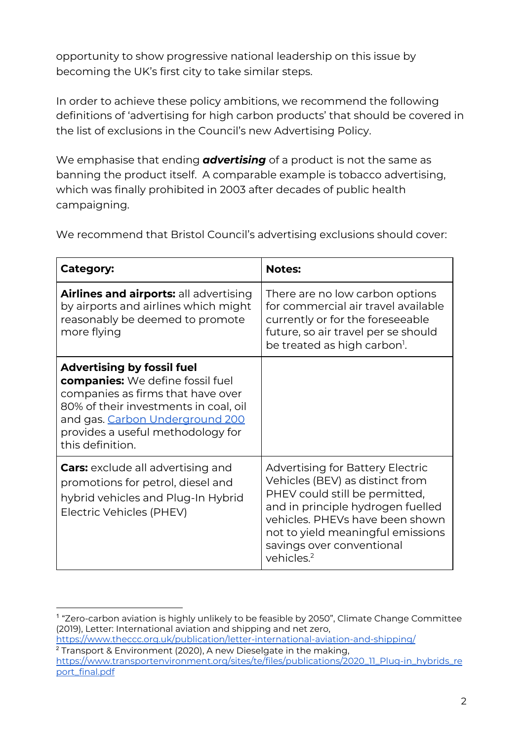opportunity to show progressive national leadership on this issue by becoming the UK's first city to take similar steps.

In order to achieve these policy ambitions, we recommend the following definitions of 'advertising for high carbon products' that should be covered in the list of exclusions in the Council's new Advertising Policy.

We emphasise that ending ***advertising*** of a product is not the same as banning the product itself. A comparable example is tobacco advertising, which was finally prohibited in 2003 after decades of public health campaigning.

We recommend that Bristol Council's advertising exclusions should cover:

| **Category:** | **Notes:** |
| --- | --- |
| **Airlines and airports:** all advertising by airports and airlines which might reasonably be deemed to promote more flying | There are no low carbon options for commercial air travel available currently or for the foreseeable future, so air travel per se should be treated as high carbon[1]. |
| **Advertising by fossil fuel companies:** We define fossil fuel companies as firms that have over 80% of their investments in coal, oil and gas. [Carbon Underground 200](#) provides a useful methodology for this definition. | |
| **Cars:** exclude all advertising and promotions for petrol, diesel and hybrid vehicles and Plug-In Hybrid Electric Vehicles (PHEV) | Advertising for Battery Electric Vehicles (BEV) as distinct from PHEV could still be permitted, and in principle hydrogen fuelled vehicles. PHEVs have been shown not to yield meaningful emissions savings over conventional vehicles.[2] |

---

[1] "Zero-carbon aviation is highly unlikely to be feasible by 2050", Climate Change Committee (2019), Letter: International aviation and shipping and net zero, https://www.theccc.org.uk/publication/letter-international-aviation-and-shipping/

[2] Transport & Environment (2020), A new Dieselgate in the making, https://www.transportenvironment.org/sites/te/files/publications/2020_11_Plug-in_hybrids_report_final.pdf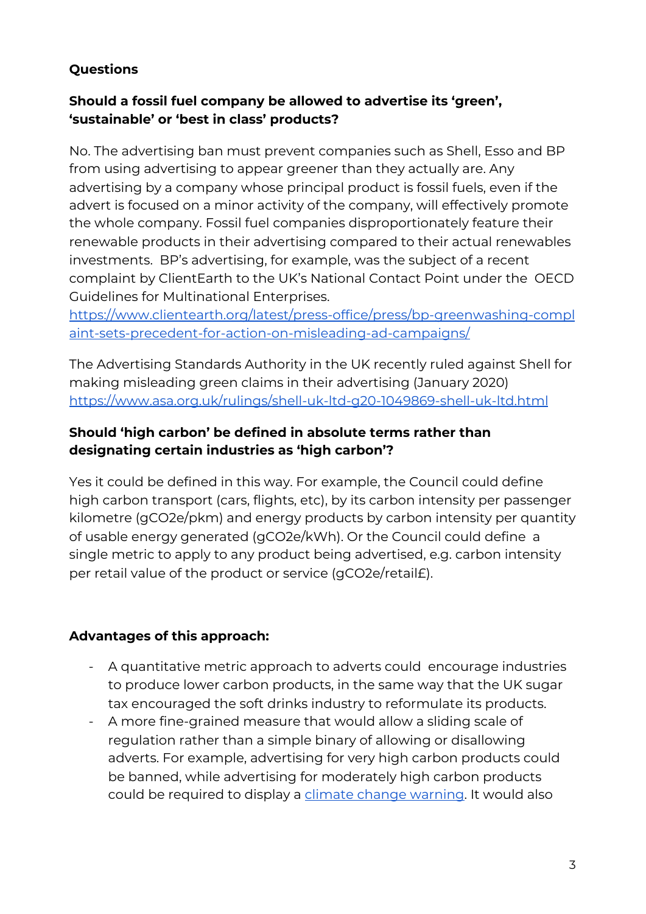**Questions**

**Should a fossil fuel company be allowed to advertise its 'green', 'sustainable' or 'best in class' products?**

No. The advertising ban must prevent companies such as Shell, Esso and BP from using advertising to appear greener than they actually are. Any advertising by a company whose principal product is fossil fuels, even if the advert is focused on a minor activity of the company, will effectively promote the whole company. Fossil fuel companies disproportionately feature their renewable products in their advertising compared to their actual renewables investments. BP's advertising, for example, was the subject of a recent complaint by ClientEarth to the UK's National Contact Point under the OECD Guidelines for Multinational Enterprises.
[https://www.clientearth.org/latest/press-office/press/bp-greenwashing-complaint-sets-precedent-for-action-on-misleading-ad-campaigns/](https://www.clientearth.org/latest/press-office/press/bp-greenwashing-complaint-sets-precedent-for-action-on-misleading-ad-campaigns/)

The Advertising Standards Authority in the UK recently ruled against Shell for making misleading green claims in their advertising (January 2020)
[https://www.asa.org.uk/rulings/shell-uk-ltd-g20-1049869-shell-uk-ltd.html](https://www.asa.org.uk/rulings/shell-uk-ltd-g20-1049869-shell-uk-ltd.html)

**Should 'high carbon' be defined in absolute terms rather than designating certain industries as 'high carbon'?**

Yes it could be defined in this way. For example, the Council could define high carbon transport (cars, flights, etc), by its carbon intensity per passenger kilometre (gCO2e/pkm) and energy products by carbon intensity per quantity of usable energy generated (gCO2e/kWh). Or the Council could define a single metric to apply to any product being advertised, e.g. carbon intensity per retail value of the product or service (gCO2e/retail£).

**Advantages of this approach:**

- A quantitative metric approach to adverts could encourage industries to produce lower carbon products, in the same way that the UK sugar tax encouraged the soft drinks industry to reformulate its products.
- A more fine-grained measure that would allow a sliding scale of regulation rather than a simple binary of allowing or disallowing adverts. For example, advertising for very high carbon products could be banned, while advertising for moderately high carbon products could be required to display a [climate change warning](). It would also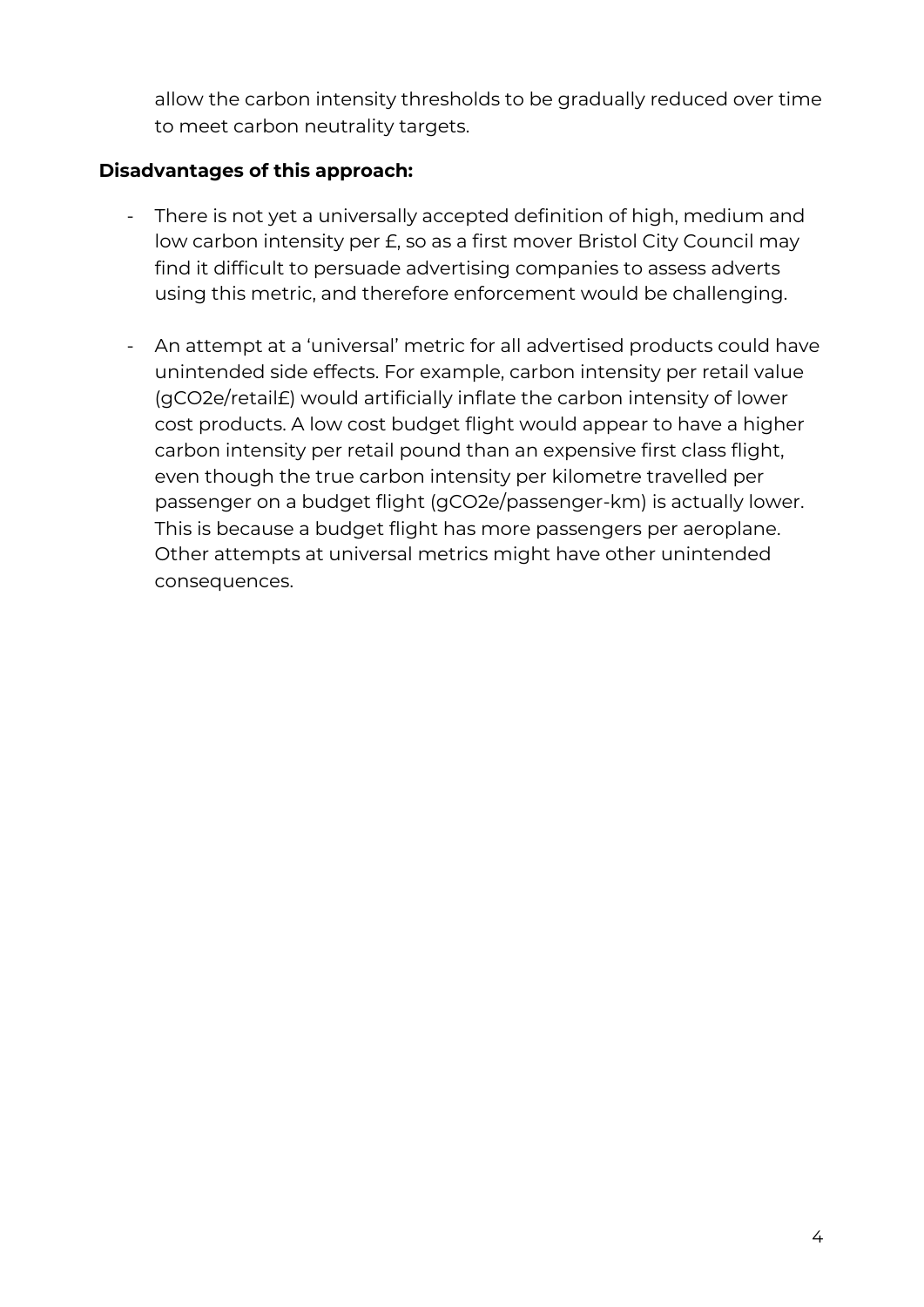allow the carbon intensity thresholds to be gradually reduced over time to meet carbon neutrality targets.

**Disadvantages of this approach:**

- There is not yet a universally accepted definition of high, medium and low carbon intensity per £, so as a first mover Bristol City Council may find it difficult to persuade advertising companies to assess adverts using this metric, and therefore enforcement would be challenging.

- An attempt at a 'universal' metric for all advertised products could have unintended side effects. For example, carbon intensity per retail value (gCO2e/retail£) would artificially inflate the carbon intensity of lower cost products. A low cost budget flight would appear to have a higher carbon intensity per retail pound than an expensive first class flight, even though the true carbon intensity per kilometre travelled per passenger on a budget flight (gCO2e/passenger-km) is actually lower. This is because a budget flight has more passengers per aeroplane. Other attempts at universal metrics might have other unintended consequences.